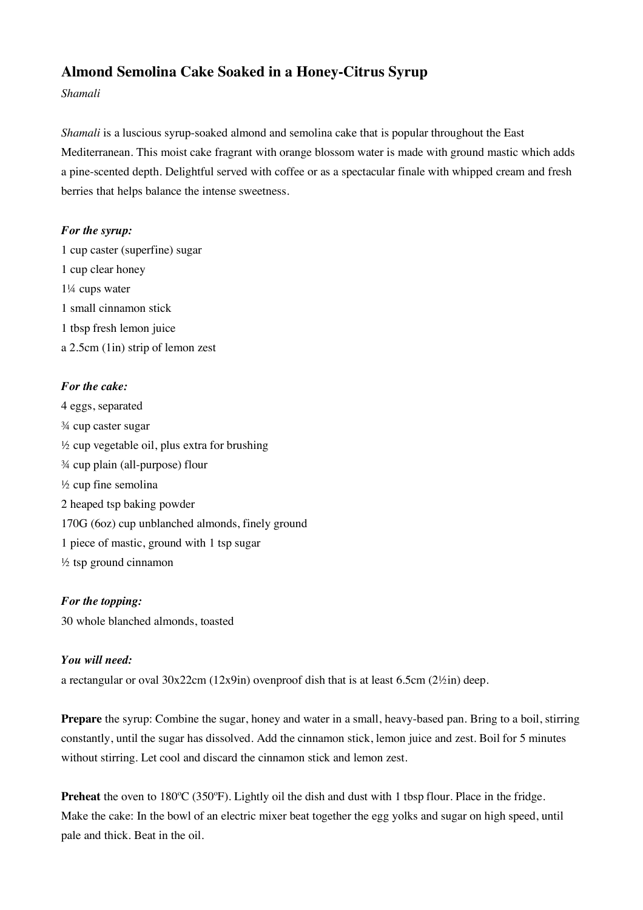# Almond Semolina Cake Soaked in a Honey-Citrus Syrup

*Shamali*

*Shamali* is a luscious syrup-soaked almond and semolina cake that is popular throughout the East Mediterranean. This moist cake fragrant with orange blossom water is made with ground mastic which adds a pine-scented depth. Delightful served with coffee or as a spectacular finale with whipped cream and fresh berries that helps balance the intense sweetness.

***For the syrup:***

1 cup caster (superfine) sugar
1 cup clear honey
1¼ cups water
1 small cinnamon stick
1 tbsp fresh lemon juice
a 2.5cm (1in) strip of lemon zest

***For the cake:***

4 eggs, separated
¾ cup caster sugar
½ cup vegetable oil, plus extra for brushing
¾ cup plain (all-purpose) flour
½ cup fine semolina
2 heaped tsp baking powder
170G (6oz) cup unblanched almonds, finely ground
1 piece of mastic, ground with 1 tsp sugar
½ tsp ground cinnamon

***For the topping:***

30 whole blanched almonds, toasted

***You will need:***

a rectangular or oval 30x22cm (12x9in) ovenproof dish that is at least 6.5cm (2½in) deep.

**Prepare** the syrup: Combine the sugar, honey and water in a small, heavy-based pan. Bring to a boil, stirring constantly, until the sugar has dissolved. Add the cinnamon stick, lemon juice and zest. Boil for 5 minutes without stirring. Let cool and discard the cinnamon stick and lemon zest.

**Preheat** the oven to 180ºC (350ºF). Lightly oil the dish and dust with 1 tbsp flour. Place in the fridge. Make the cake: In the bowl of an electric mixer beat together the egg yolks and sugar on high speed, until pale and thick. Beat in the oil.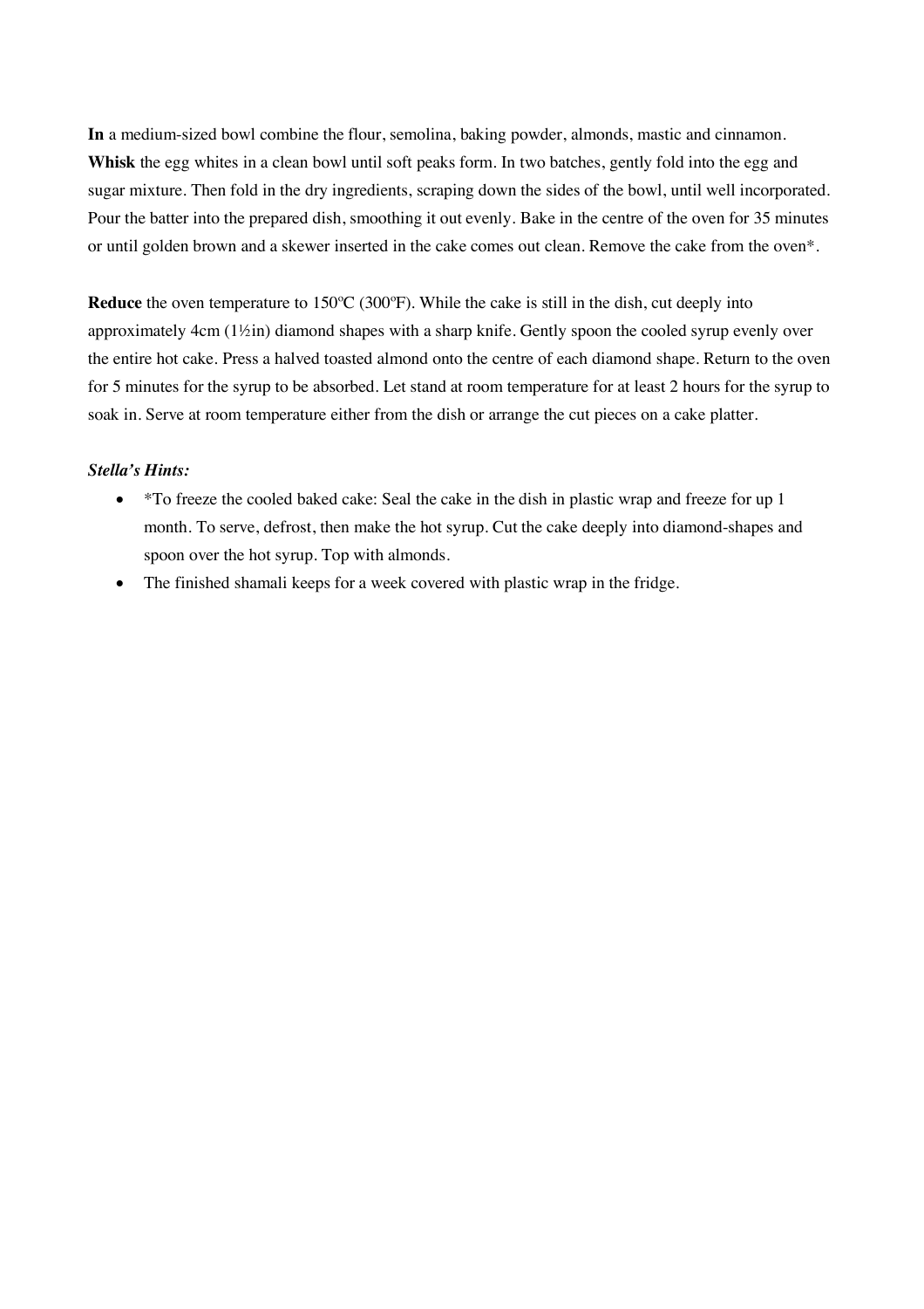**In** a medium-sized bowl combine the flour, semolina, baking powder, almonds, mastic and cinnamon. **Whisk** the egg whites in a clean bowl until soft peaks form. In two batches, gently fold into the egg and sugar mixture. Then fold in the dry ingredients, scraping down the sides of the bowl, until well incorporated. Pour the batter into the prepared dish, smoothing it out evenly. Bake in the centre of the oven for 35 minutes or until golden brown and a skewer inserted in the cake comes out clean. Remove the cake from the oven*.

**Reduce** the oven temperature to 150ºC (300ºF). While the cake is still in the dish, cut deeply into approximately 4cm (1½in) diamond shapes with a sharp knife. Gently spoon the cooled syrup evenly over the entire hot cake. Press a halved toasted almond onto the centre of each diamond shape. Return to the oven for 5 minutes for the syrup to be absorbed. Let stand at room temperature for at least 2 hours for the syrup to soak in. Serve at room temperature either from the dish or arrange the cut pieces on a cake platter.

***Stella's Hints:***

- *To freeze the cooled baked cake: Seal the cake in the dish in plastic wrap and freeze for up 1 month. To serve, defrost, then make the hot syrup. Cut the cake deeply into diamond-shapes and spoon over the hot syrup. Top with almonds.
- The finished shamali keeps for a week covered with plastic wrap in the fridge.